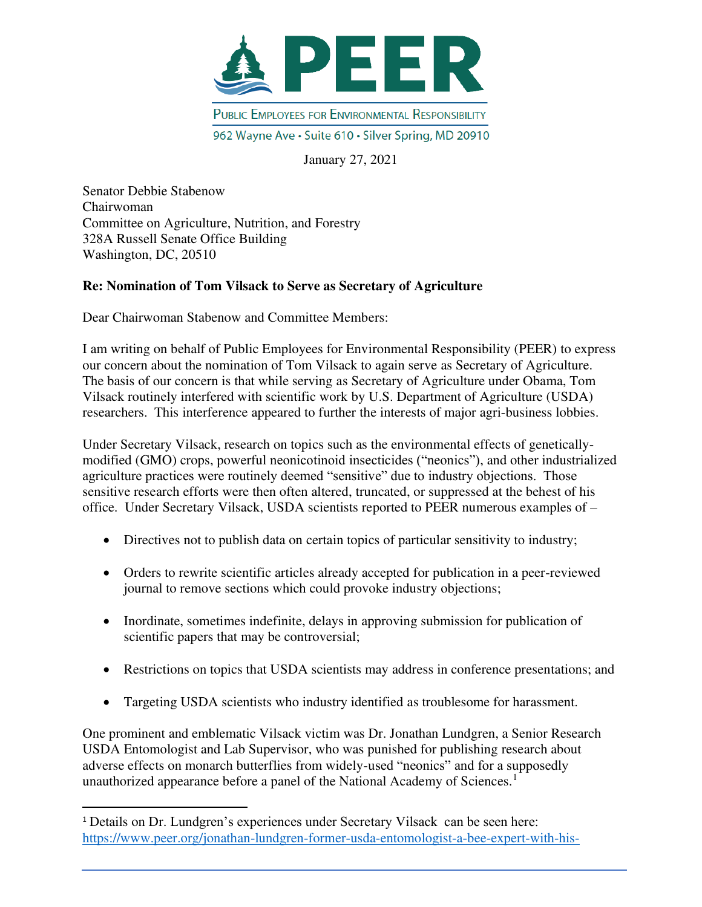# PEER

PUBLIC EMPLOYEES FOR ENVIRONMENTAL RESPONSIBILITY

962 Wayne Ave • Suite 610 • Silver Spring, MD 20910

January 27, 2021

Senator Debbie Stabenow
Chairwoman
Committee on Agriculture, Nutrition, and Forestry
328A Russell Senate Office Building
Washington, DC, 20510

**Re: Nomination of Tom Vilsack to Serve as Secretary of Agriculture**

Dear Chairwoman Stabenow and Committee Members:

I am writing on behalf of Public Employees for Environmental Responsibility (PEER) to express our concern about the nomination of Tom Vilsack to again serve as Secretary of Agriculture. The basis of our concern is that while serving as Secretary of Agriculture under Obama, Tom Vilsack routinely interfered with scientific work by U.S. Department of Agriculture (USDA) researchers. This interference appeared to further the interests of major agri-business lobbies.

Under Secretary Vilsack, research on topics such as the environmental effects of genetically-modified (GMO) crops, powerful neonicotinoid insecticides ("neonics"), and other industrialized agriculture practices were routinely deemed "sensitive" due to industry objections. Those sensitive research efforts were then often altered, truncated, or suppressed at the behest of his office. Under Secretary Vilsack, USDA scientists reported to PEER numerous examples of –

- Directives not to publish data on certain topics of particular sensitivity to industry;
- Orders to rewrite scientific articles already accepted for publication in a peer-reviewed journal to remove sections which could provoke industry objections;
- Inordinate, sometimes indefinite, delays in approving submission for publication of scientific papers that may be controversial;
- Restrictions on topics that USDA scientists may address in conference presentations; and
- Targeting USDA scientists who industry identified as troublesome for harassment.

One prominent and emblematic Vilsack victim was Dr. Jonathan Lundgren, a Senior Research USDA Entomologist and Lab Supervisor, who was punished for publishing research about adverse effects on monarch butterflies from widely-used "neonics" and for a supposedly unauthorized appearance before a panel of the National Academy of Sciences.[1]

[1] Details on Dr. Lundgren's experiences under Secretary Vilsack can be seen here: https://www.peer.org/jonathan-lundgren-former-usda-entomologist-a-bee-expert-with-his-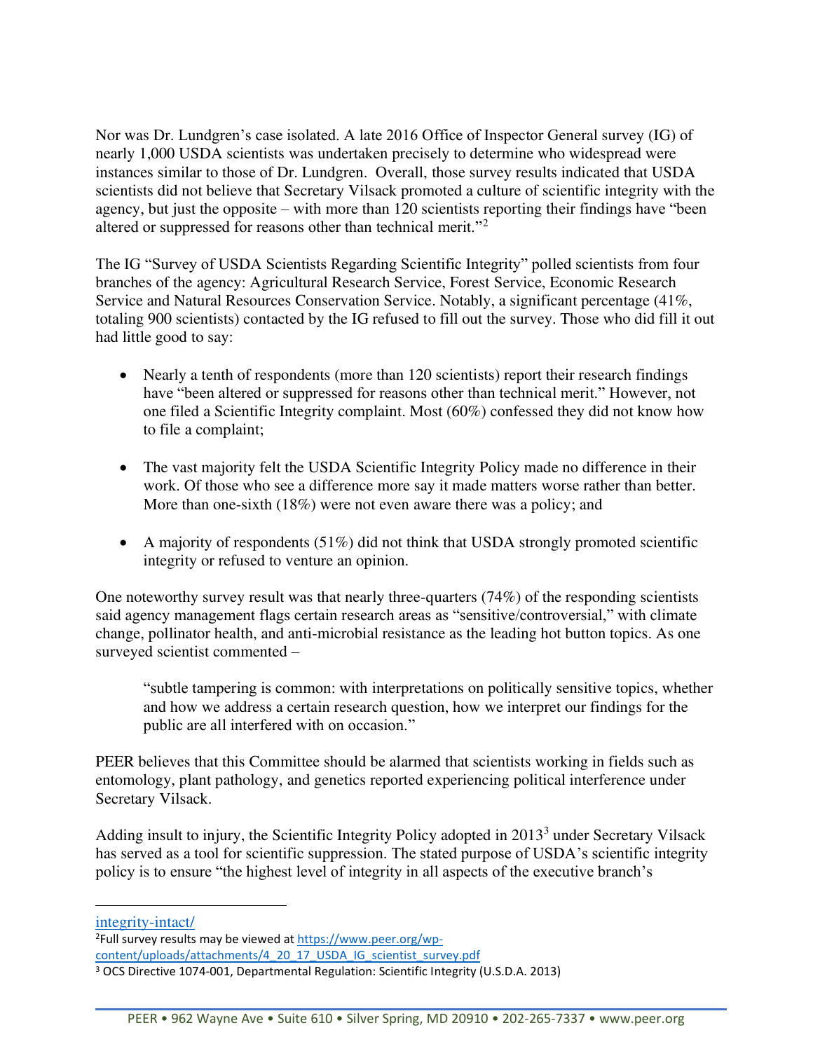Nor was Dr. Lundgren's case isolated. A late 2016 Office of Inspector General survey (IG) of nearly 1,000 USDA scientists was undertaken precisely to determine who widespread were instances similar to those of Dr. Lundgren. Overall, those survey results indicated that USDA scientists did not believe that Secretary Vilsack promoted a culture of scientific integrity with the agency, but just the opposite – with more than 120 scientists reporting their findings have "been altered or suppressed for reasons other than technical merit."[2]

The IG "Survey of USDA Scientists Regarding Scientific Integrity" polled scientists from four branches of the agency: Agricultural Research Service, Forest Service, Economic Research Service and Natural Resources Conservation Service. Notably, a significant percentage (41%, totaling 900 scientists) contacted by the IG refused to fill out the survey. Those who did fill it out had little good to say:

- Nearly a tenth of respondents (more than 120 scientists) report their research findings have "been altered or suppressed for reasons other than technical merit." However, not one filed a Scientific Integrity complaint. Most (60%) confessed they did not know how to file a complaint;

- The vast majority felt the USDA Scientific Integrity Policy made no difference in their work. Of those who see a difference more say it made matters worse rather than better. More than one-sixth (18%) were not even aware there was a policy; and

- A majority of respondents (51%) did not think that USDA strongly promoted scientific integrity or refused to venture an opinion.

One noteworthy survey result was that nearly three-quarters (74%) of the responding scientists said agency management flags certain research areas as "sensitive/controversial," with climate change, pollinator health, and anti-microbial resistance as the leading hot button topics. As one surveyed scientist commented –

> "subtle tampering is common: with interpretations on politically sensitive topics, whether and how we address a certain research question, how we interpret our findings for the public are all interfered with on occasion."

PEER believes that this Committee should be alarmed that scientists working in fields such as entomology, plant pathology, and genetics reported experiencing political interference under Secretary Vilsack.

Adding insult to injury, the Scientific Integrity Policy adopted in 2013[3] under Secretary Vilsack has served as a tool for scientific suppression. The stated purpose of USDA's scientific integrity policy is to ensure "the highest level of integrity in all aspects of the executive branch's

---

integrity-intact/

[2] Full survey results may be viewed at https://www.peer.org/wp-content/uploads/attachments/4_20_17_USDA_IG_scientist_survey.pdf

[3] OCS Directive 1074-001, Departmental Regulation: Scientific Integrity (U.S.D.A. 2013)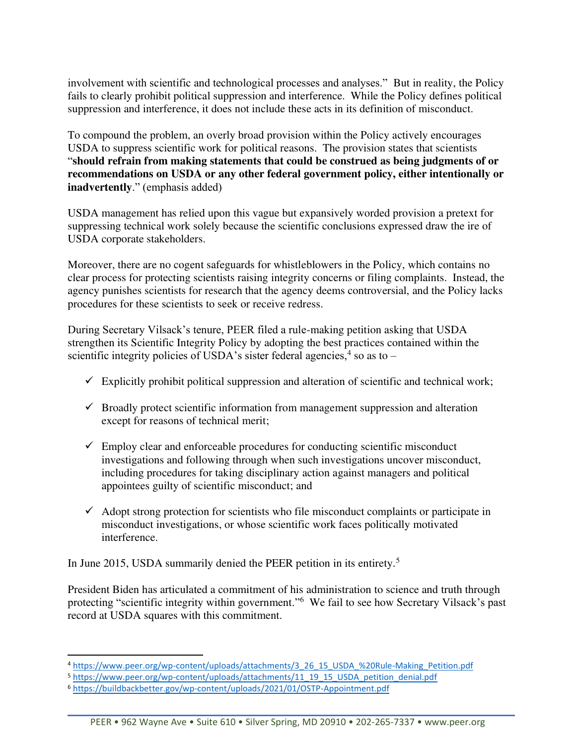involvement with scientific and technological processes and analyses." But in reality, the Policy fails to clearly prohibit political suppression and interference. While the Policy defines political suppression and interference, it does not include these acts in its definition of misconduct.

To compound the problem, an overly broad provision within the Policy actively encourages USDA to suppress scientific work for political reasons. The provision states that scientists "**should refrain from making statements that could be construed as being judgments of or recommendations on USDA or any other federal government policy, either intentionally or inadvertently**." (emphasis added)

USDA management has relied upon this vague but expansively worded provision a pretext for suppressing technical work solely because the scientific conclusions expressed draw the ire of USDA corporate stakeholders.

Moreover, there are no cogent safeguards for whistleblowers in the Policy, which contains no clear process for protecting scientists raising integrity concerns or filing complaints. Instead, the agency punishes scientists for research that the agency deems controversial, and the Policy lacks procedures for these scientists to seek or receive redress.

During Secretary Vilsack's tenure, PEER filed a rule-making petition asking that USDA strengthen its Scientific Integrity Policy by adopting the best practices contained within the scientific integrity policies of USDA's sister federal agencies,[4] so as to –

- ✓ Explicitly prohibit political suppression and alteration of scientific and technical work;
- ✓ Broadly protect scientific information from management suppression and alteration except for reasons of technical merit;
- ✓ Employ clear and enforceable procedures for conducting scientific misconduct investigations and following through when such investigations uncover misconduct, including procedures for taking disciplinary action against managers and political appointees guilty of scientific misconduct; and
- ✓ Adopt strong protection for scientists who file misconduct complaints or participate in misconduct investigations, or whose scientific work faces politically motivated interference.

In June 2015, USDA summarily denied the PEER petition in its entirety.[5]

President Biden has articulated a commitment of his administration to science and truth through protecting "scientific integrity within government."[6] We fail to see how Secretary Vilsack's past record at USDA squares with this commitment.

---

[4] https://www.peer.org/wp-content/uploads/attachments/3_26_15_USDA_%20Rule-Making_Petition.pdf

[5] https://www.peer.org/wp-content/uploads/attachments/11_19_15_USDA_petition_denial.pdf

[6] https://buildbackbetter.gov/wp-content/uploads/2021/01/OSTP-Appointment.pdf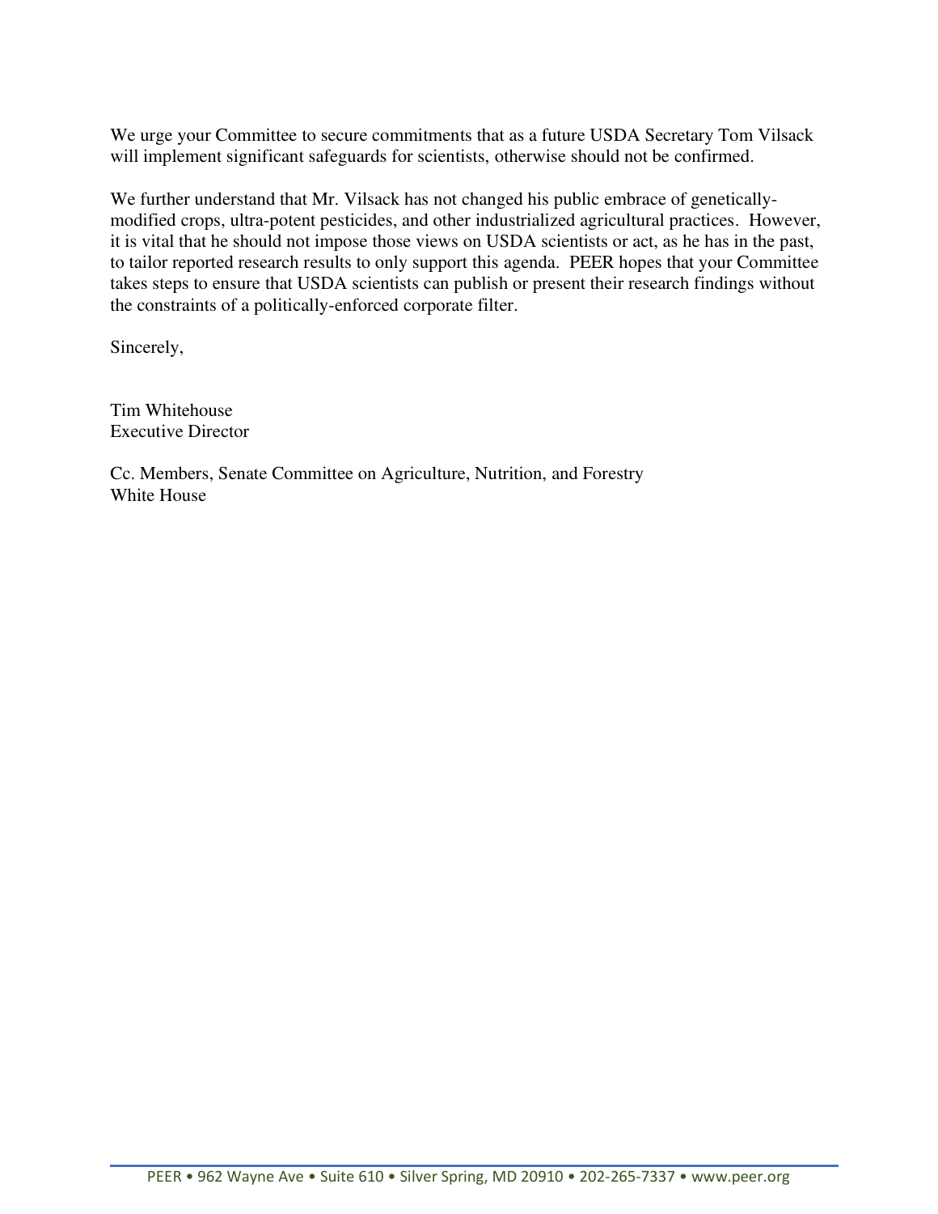We urge your Committee to secure commitments that as a future USDA Secretary Tom Vilsack will implement significant safeguards for scientists, otherwise should not be confirmed.

We further understand that Mr. Vilsack has not changed his public embrace of genetically-modified crops, ultra-potent pesticides, and other industrialized agricultural practices. However, it is vital that he should not impose those views on USDA scientists or act, as he has in the past, to tailor reported research results to only support this agenda. PEER hopes that your Committee takes steps to ensure that USDA scientists can publish or present their research findings without the constraints of a politically-enforced corporate filter.

Sincerely,

Tim Whitehouse
Executive Director

Cc. Members, Senate Committee on Agriculture, Nutrition, and Forestry
White House

PEER • 962 Wayne Ave • Suite 610 • Silver Spring, MD 20910 • 202-265-7337 • www.peer.org